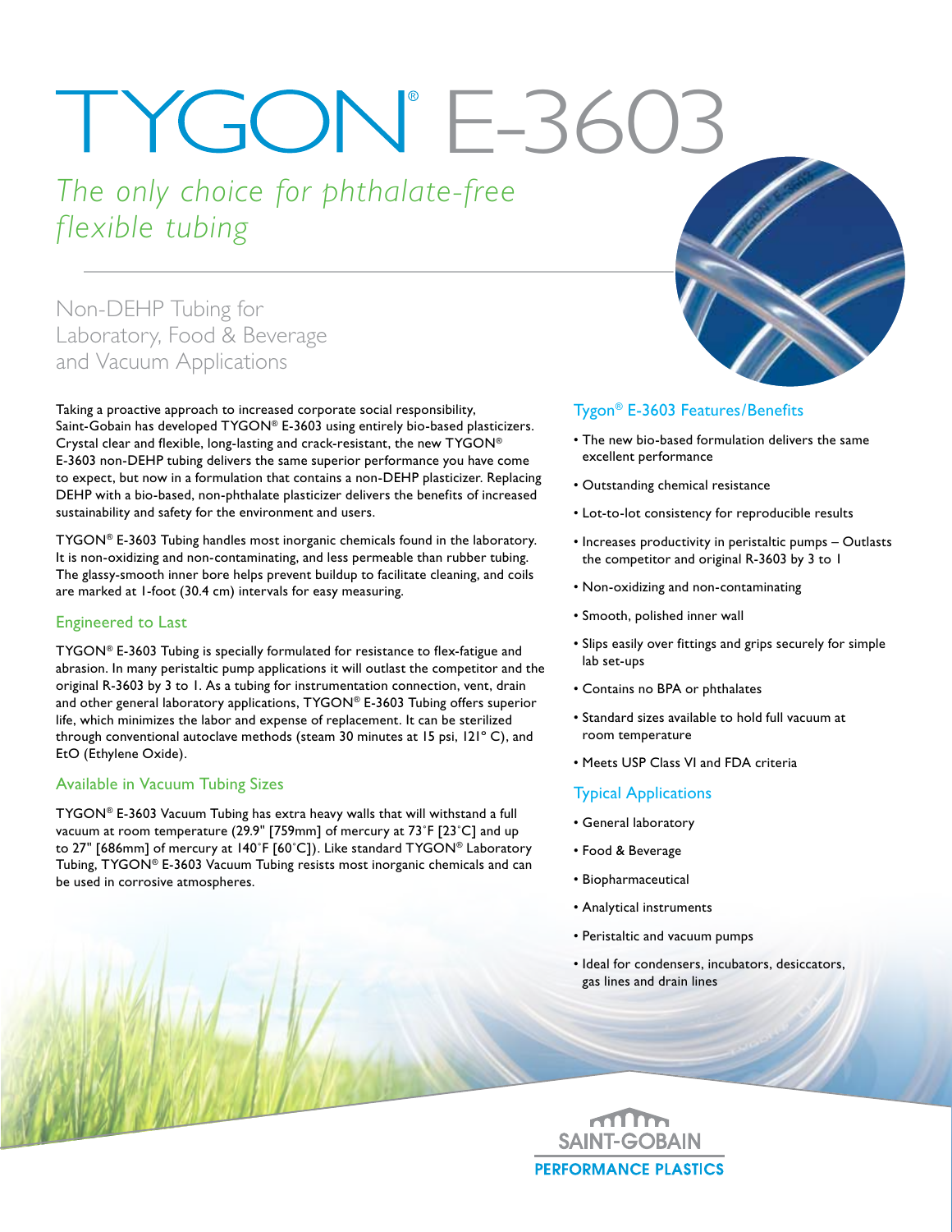# TYGON® E-3603

*The only choice for phthalate-free flexible tubing*

## Non-DEHP Tubing for Laboratory, Food & Beverage and Vacuum Applications

Taking a proactive approach to increased corporate social responsibility, Saint-Gobain has developed TYGON® E-3603 using entirely bio-based plasticizers. Crystal clear and flexible, long-lasting and crack-resistant, the new TYGON® E-3603 non-DEHP tubing delivers the same superior performance you have come to expect, but now in a formulation that contains a non-DEHP plasticizer. Replacing DEHP with a bio-based, non-phthalate plasticizer delivers the benefits of increased sustainability and safety for the environment and users.

TYGON® E-3603 Tubing handles most inorganic chemicals found in the laboratory. It is non-oxidizing and non-contaminating, and less permeable than rubber tubing. The glassy-smooth inner bore helps prevent buildup to facilitate cleaning, and coils are marked at 1-foot (30.4 cm) intervals for easy measuring.

### Engineered to Last

TYGON® E-3603 Tubing is specially formulated for resistance to flex-fatigue and abrasion. In many peristaltic pump applications it will outlast the competitor and the original R-3603 by 3 to 1. As a tubing for instrumentation connection, vent, drain and other general laboratory applications, TYGON® E-3603 Tubing offers superior life, which minimizes the labor and expense of replacement. It can be sterilized through conventional autoclave methods (steam 30 minutes at 15 psi, 121° C), and EtO (Ethylene Oxide).

### Available in Vacuum Tubing Sizes

TYGON® E-3603 Vacuum Tubing has extra heavy walls that will withstand a full vacuum at room temperature (29.9" [759mm] of mercury at 73˚F [23˚C] and up to 27" [686mm] of mercury at 140˚F [60˚C]). Like standard TYGON® Laboratory Tubing, TYGON® E-3603 Vacuum Tubing resists most inorganic chemicals and can be used in corrosive atmospheres.

### Tygon® E-3603 Features/Benefits

- The new bio-based formulation delivers the same excellent performance
- Outstanding chemical resistance
- Lot-to-lot consistency for reproducible results
- Increases productivity in peristaltic pumps – Outlasts the competitor and original R-3603 by 3 to 1
- Non-oxidizing and non-contaminating
- Smooth, polished inner wall
- Slips easily over fittings and grips securely for simple lab set-ups
- Contains no BPA or phthalates
- Standard sizes available to hold full vacuum at room temperature
- Meets USP Class VI and FDA criteria

### Typical Applications

- General laboratory
- Food & Beverage
- Biopharmaceutical
- Analytical instruments
- Peristaltic and vacuum pumps
- Ideal for condensers, incubators, desiccators, gas lines and drain lines

SAINT-GOBAIN
PERFORMANCE PLASTICS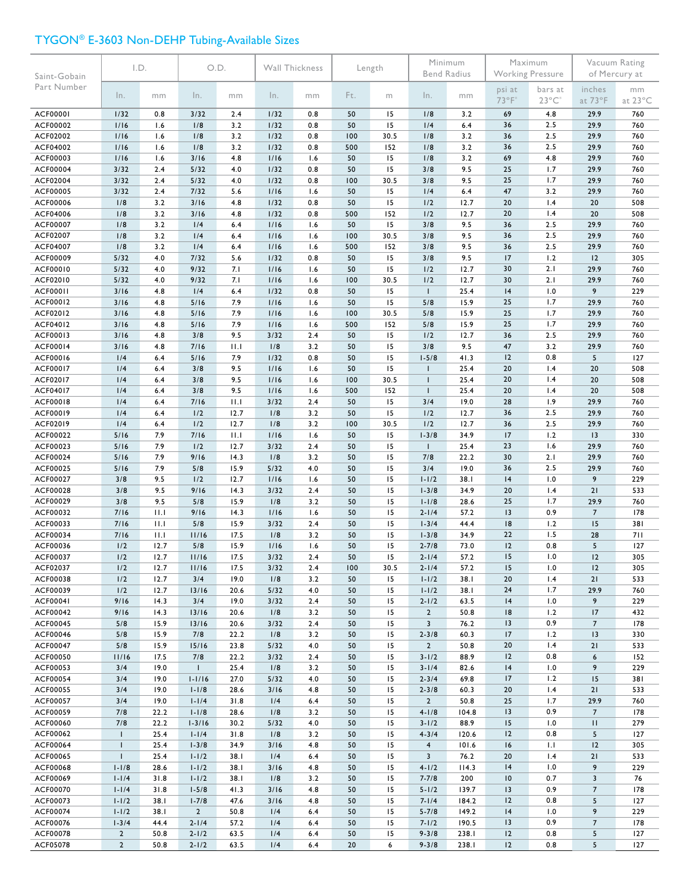## TYGON® E-3603 Non-DEHP Tubing-Available Sizes

| Saint-Gobain Part Number | I.D. | | O.D. | | Wall Thickness | | Length | | Minimum Bend Radius | | Maximum Working Pressure | | Vacuum Rating of Mercury at | |
|---|---|---|---|---|---|---|---|---|---|---|---|---|---|---|
| | In. | mm | In. | mm | In. | mm | Ft. | m | In. | mm | psi at 73°F | bars at 23°C | inches at 73°F | mm at 23°C |
| ACF00001 | 1/32 | 0.8 | 3/32 | 2.4 | 1/32 | 0.8 | 50 | 15 | 1/8 | 3.2 | 69 | 4.8 | 29.9 | 760 |
| ACF00002 | 1/16 | 1.6 | 1/8 | 3.2 | 1/32 | 0.8 | 50 | 15 | 1/4 | 6.4 | 36 | 2.5 | 29.9 | 760 |
| ACF02002 | 1/16 | 1.6 | 1/8 | 3.2 | 1/32 | 0.8 | 100 | 30.5 | 1/8 | 3.2 | 36 | 2.5 | 29.9 | 760 |
| ACF04002 | 1/16 | 1.6 | 1/8 | 3.2 | 1/32 | 0.8 | 500 | 152 | 1/8 | 3.2 | 36 | 2.5 | 29.9 | 760 |
| ACF00003 | 1/16 | 1.6 | 3/16 | 4.8 | 1/16 | 1.6 | 50 | 15 | 1/8 | 3.2 | 69 | 4.8 | 29.9 | 760 |
| ACF00004 | 3/32 | 2.4 | 5/32 | 4.0 | 1/32 | 0.8 | 50 | 15 | 3/8 | 9.5 | 25 | 1.7 | 29.9 | 760 |
| ACF02004 | 3/32 | 2.4 | 5/32 | 4.0 | 1/32 | 0.8 | 100 | 30.5 | 3/8 | 9.5 | 25 | 1.7 | 29.9 | 760 |
| ACF00005 | 3/32 | 2.4 | 7/32 | 5.6 | 1/16 | 1.6 | 50 | 15 | 1/4 | 6.4 | 47 | 3.2 | 29.9 | 760 |
| ACF00006 | 1/8 | 3.2 | 3/16 | 4.8 | 1/32 | 0.8 | 50 | 15 | 1/2 | 12.7 | 20 | 1.4 | 20 | 508 |
| ACF04006 | 1/8 | 3.2 | 3/16 | 4.8 | 1/32 | 0.8 | 500 | 152 | 1/2 | 12.7 | 20 | 1.4 | 20 | 508 |
| ACF00007 | 1/8 | 3.2 | 1/4 | 6.4 | 1/16 | 1.6 | 50 | 15 | 3/8 | 9.5 | 36 | 2.5 | 29.9 | 760 |
| ACF02007 | 1/8 | 3.2 | 1/4 | 6.4 | 1/16 | 1.6 | 100 | 30.5 | 3/8 | 9.5 | 36 | 2.5 | 29.9 | 760 |
| ACF04007 | 1/8 | 3.2 | 1/4 | 6.4 | 1/16 | 1.6 | 500 | 152 | 3/8 | 9.5 | 36 | 2.5 | 29.9 | 760 |
| ACF00009 | 5/32 | 4.0 | 7/32 | 5.6 | 1/32 | 0.8 | 50 | 15 | 3/8 | 9.5 | 17 | 1.2 | 12 | 305 |
| ACF00010 | 5/32 | 4.0 | 9/32 | 7.1 | 1/16 | 1.6 | 50 | 15 | 1/2 | 12.7 | 30 | 2.1 | 29.9 | 760 |
| ACF02010 | 5/32 | 4.0 | 9/32 | 7.1 | 1/16 | 1.6 | 100 | 30.5 | 1/2 | 12.7 | 30 | 2.1 | 29.9 | 760 |
| ACF00011 | 3/16 | 4.8 | 1/4 | 6.4 | 1/32 | 0.8 | 50 | 15 | 1 | 25.4 | 14 | 1.0 | 9 | 229 |
| ACF00012 | 3/16 | 4.8 | 5/16 | 7.9 | 1/16 | 1.6 | 50 | 15 | 5/8 | 15.9 | 25 | 1.7 | 29.9 | 760 |
| ACF02012 | 3/16 | 4.8 | 5/16 | 7.9 | 1/16 | 1.6 | 100 | 30.5 | 5/8 | 15.9 | 25 | 1.7 | 29.9 | 760 |
| ACF04012 | 3/16 | 4.8 | 5/16 | 7.9 | 1/16 | 1.6 | 500 | 152 | 5/8 | 15.9 | 25 | 1.7 | 29.9 | 760 |
| ACF00013 | 3/16 | 4.8 | 3/8 | 9.5 | 3/32 | 2.4 | 50 | 15 | 1/2 | 12.7 | 36 | 2.5 | 29.9 | 760 |
| ACF00014 | 3/16 | 4.8 | 7/16 | 11.1 | 1/8 | 3.2 | 50 | 15 | 3/8 | 9.5 | 47 | 3.2 | 29.9 | 760 |
| ACF00016 | 1/4 | 6.4 | 5/16 | 7.9 | 1/32 | 0.8 | 50 | 15 | 1-5/8 | 41.3 | 12 | 0.8 | 5 | 127 |
| ACF00017 | 1/4 | 6.4 | 3/8 | 9.5 | 1/16 | 1.6 | 50 | 15 | 1 | 25.4 | 20 | 1.4 | 20 | 508 |
| ACF02017 | 1/4 | 6.4 | 3/8 | 9.5 | 1/16 | 1.6 | 100 | 30.5 | 1 | 25.4 | 20 | 1.4 | 20 | 508 |
| ACF04017 | 1/4 | 6.4 | 3/8 | 9.5 | 1/16 | 1.6 | 500 | 152 | 1 | 25.4 | 20 | 1.4 | 20 | 508 |
| ACF00018 | 1/4 | 6.4 | 7/16 | 11.1 | 3/32 | 2.4 | 50 | 15 | 3/4 | 19.0 | 28 | 1.9 | 29.9 | 760 |
| ACF00019 | 1/4 | 6.4 | 1/2 | 12.7 | 1/8 | 3.2 | 50 | 15 | 1/2 | 12.7 | 36 | 2.5 | 29.9 | 760 |
| ACF02019 | 1/4 | 6.4 | 1/2 | 12.7 | 1/8 | 3.2 | 100 | 30.5 | 1/2 | 12.7 | 36 | 2.5 | 29.9 | 760 |
| ACF00022 | 5/16 | 7.9 | 7/16 | 11.1 | 1/16 | 1.6 | 50 | 15 | 1-3/8 | 34.9 | 17 | 1.2 | 13 | 330 |
| ACF00023 | 5/16 | 7.9 | 1/2 | 12.7 | 3/32 | 2.4 | 50 | 15 | 1 | 25.4 | 23 | 1.6 | 29.9 | 760 |
| ACF00024 | 5/16 | 7.9 | 9/16 | 14.3 | 1/8 | 3.2 | 50 | 15 | 7/8 | 22.2 | 30 | 2.1 | 29.9 | 760 |
| ACF00025 | 5/16 | 7.9 | 5/8 | 15.9 | 5/32 | 4.0 | 50 | 15 | 3/4 | 19.0 | 36 | 2.5 | 29.9 | 760 |
| ACF00027 | 3/8 | 9.5 | 1/2 | 12.7 | 1/16 | 1.6 | 50 | 15 | 1-1/2 | 38.1 | 14 | 1.0 | 9 | 229 |
| ACF00028 | 3/8 | 9.5 | 9/16 | 14.3 | 3/32 | 2.4 | 50 | 15 | 1-3/8 | 34.9 | 20 | 1.4 | 21 | 533 |
| ACF00029 | 3/8 | 9.5 | 5/8 | 15.9 | 1/8 | 3.2 | 50 | 15 | 1-1/8 | 28.6 | 25 | 1.7 | 29.9 | 760 |
| ACF00032 | 7/16 | 11.1 | 9/16 | 14.3 | 1/16 | 1.6 | 50 | 15 | 2-1/4 | 57.2 | 13 | 0.9 | 7 | 178 |
| ACF00033 | 7/16 | 11.1 | 5/8 | 15.9 | 3/32 | 2.4 | 50 | 15 | 1-3/4 | 44.4 | 18 | 1.2 | 15 | 381 |
| ACF00034 | 7/16 | 11.1 | 11/16 | 17.5 | 1/8 | 3.2 | 50 | 15 | 1-3/8 | 34.9 | 22 | 1.5 | 28 | 711 |
| ACF00036 | 1/2 | 12.7 | 5/8 | 15.9 | 1/16 | 1.6 | 50 | 15 | 2-7/8 | 73.0 | 12 | 0.8 | 5 | 127 |
| ACF00037 | 1/2 | 12.7 | 11/16 | 17.5 | 3/32 | 2.4 | 50 | 15 | 2-1/4 | 57.2 | 15 | 1.0 | 12 | 305 |
| ACF02037 | 1/2 | 12.7 | 11/16 | 17.5 | 3/32 | 2.4 | 100 | 30.5 | 2-1/4 | 57.2 | 15 | 1.0 | 12 | 305 |
| ACF00038 | 1/2 | 12.7 | 3/4 | 19.0 | 1/8 | 3.2 | 50 | 15 | 1-1/2 | 38.1 | 20 | 1.4 | 21 | 533 |
| ACF00039 | 1/2 | 12.7 | 13/16 | 20.6 | 5/32 | 4.0 | 50 | 15 | 1-1/2 | 38.1 | 24 | 1.7 | 29.9 | 760 |
| ACF00041 | 9/16 | 14.3 | 3/4 | 19.0 | 3/32 | 2.4 | 50 | 15 | 2-1/2 | 63.5 | 14 | 1.0 | 9 | 229 |
| ACF00042 | 9/16 | 14.3 | 13/16 | 20.6 | 1/8 | 3.2 | 50 | 15 | 2 | 50.8 | 18 | 1.2 | 17 | 432 |
| ACF00045 | 5/8 | 15.9 | 13/16 | 20.6 | 3/32 | 2.4 | 50 | 15 | 3 | 76.2 | 13 | 0.9 | 7 | 178 |
| ACF00046 | 5/8 | 15.9 | 7/8 | 22.2 | 1/8 | 3.2 | 50 | 15 | 2-3/8 | 60.3 | 17 | 1.2 | 13 | 330 |
| ACF00047 | 5/8 | 15.9 | 15/16 | 23.8 | 5/32 | 4.0 | 50 | 15 | 2 | 50.8 | 20 | 1.4 | 21 | 533 |
| ACF00050 | 11/16 | 17.5 | 7/8 | 22.2 | 3/32 | 2.4 | 50 | 15 | 3-1/2 | 88.9 | 12 | 0.8 | 6 | 152 |
| ACF00053 | 3/4 | 19.0 | 1 | 25.4 | 1/8 | 3.2 | 50 | 15 | 3-1/4 | 82.6 | 14 | 1.0 | 9 | 229 |
| ACF00054 | 3/4 | 19.0 | 1-1/16 | 27.0 | 5/32 | 4.0 | 50 | 15 | 2-3/4 | 69.8 | 17 | 1.2 | 15 | 381 |
| ACF00055 | 3/4 | 19.0 | 1-1/8 | 28.6 | 3/16 | 4.8 | 50 | 15 | 2-3/8 | 60.3 | 20 | 1.4 | 21 | 533 |
| ACF00057 | 3/4 | 19.0 | 1-1/4 | 31.8 | 1/4 | 6.4 | 50 | 15 | 2 | 50.8 | 25 | 1.7 | 29.9 | 760 |
| ACF00059 | 7/8 | 22.2 | 1-1/8 | 28.6 | 1/8 | 3.2 | 50 | 15 | 4-1/8 | 104.8 | 13 | 0.9 | 7 | 178 |
| ACF00060 | 7/8 | 22.2 | 1-3/16 | 30.2 | 5/32 | 4.0 | 50 | 15 | 3-1/2 | 88.9 | 15 | 1.0 | 11 | 279 |
| ACF00062 | 1 | 25.4 | 1-1/4 | 31.8 | 1/8 | 3.2 | 50 | 15 | 4-3/4 | 120.6 | 12 | 0.8 | 5 | 127 |
| ACF00064 | 1 | 25.4 | 1-3/8 | 34.9 | 3/16 | 4.8 | 50 | 15 | 4 | 101.6 | 16 | 1.1 | 12 | 305 |
| ACF00065 | 1 | 25.4 | 1-1/2 | 38.1 | 1/4 | 6.4 | 50 | 15 | 3 | 76.2 | 20 | 1.4 | 21 | 533 |
| ACF00068 | 1-1/8 | 28.6 | 1-1/2 | 38.1 | 3/16 | 4.8 | 50 | 15 | 4-1/2 | 114.3 | 14 | 1.0 | 9 | 229 |
| ACF00069 | 1-1/4 | 31.8 | 1-1/2 | 38.1 | 1/8 | 3.2 | 50 | 15 | 7-7/8 | 200 | 10 | 0.7 | 3 | 76 |
| ACF00070 | 1-1/4 | 31.8 | 1-5/8 | 41.3 | 3/16 | 4.8 | 50 | 15 | 5-1/2 | 139.7 | 13 | 0.9 | 7 | 178 |
| ACF00073 | 1-1/2 | 38.1 | 1-7/8 | 47.6 | 3/16 | 4.8 | 50 | 15 | 7-1/4 | 184.2 | 12 | 0.8 | 5 | 127 |
| ACF00074 | 1-1/2 | 38.1 | 2 | 50.8 | 1/4 | 6.4 | 50 | 15 | 5-7/8 | 149.2 | 14 | 1.0 | 9 | 229 |
| ACF00076 | 1-3/4 | 44.4 | 2-1/4 | 57.2 | 1/4 | 6.4 | 50 | 15 | 7-1/2 | 190.5 | 13 | 0.9 | 7 | 178 |
| ACF00078 | 2 | 50.8 | 2-1/2 | 63.5 | 1/4 | 6.4 | 50 | 15 | 9-3/8 | 238.1 | 12 | 0.8 | 5 | 127 |
| ACF05078 | 2 | 50.8 | 2-1/2 | 63.5 | 1/4 | 6.4 | 20 | 6 | 9-3/8 | 238.1 | 12 | 0.8 | 5 | 127 |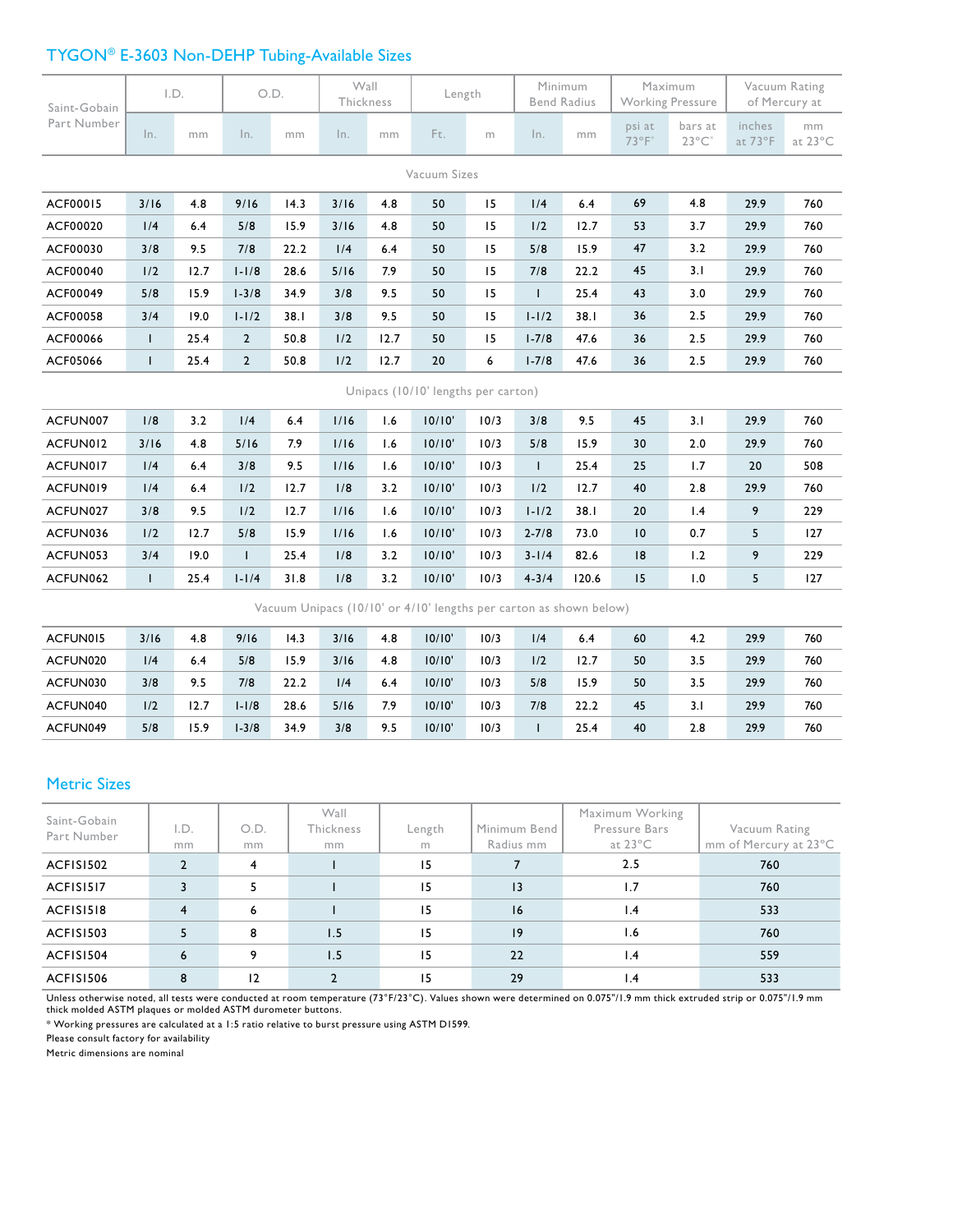## TYGON® E-3603 Non-DEHP Tubing-Available Sizes

| Saint-Gobain Part Number | I.D. | | O.D. | | Wall Thickness | | Length | | Minimum Bend Radius | | Maximum Working Pressure | | Vacuum Rating of Mercury at | |
|---|---|---|---|---|---|---|---|---|---|---|---|---|---|---|
| | In. | mm | In. | mm | In. | mm | Ft. | m | In. | mm | psi at 73°F* | bars at 23°C* | inches at 73°F | mm at 23°C |
| **Vacuum Sizes** | | | | | | | | | | | | | | |
| ACF00015 | 3/16 | 4.8 | 9/16 | 14.3 | 3/16 | 4.8 | 50 | 15 | 1/4 | 6.4 | 69 | 4.8 | 29.9 | 760 |
| ACF00020 | 1/4 | 6.4 | 5/8 | 15.9 | 3/16 | 4.8 | 50 | 15 | 1/2 | 12.7 | 53 | 3.7 | 29.9 | 760 |
| ACF00030 | 3/8 | 9.5 | 7/8 | 22.2 | 1/4 | 6.4 | 50 | 15 | 5/8 | 15.9 | 47 | 3.2 | 29.9 | 760 |
| ACF00040 | 1/2 | 12.7 | 1-1/8 | 28.6 | 5/16 | 7.9 | 50 | 15 | 7/8 | 22.2 | 45 | 3.1 | 29.9 | 760 |
| ACF00049 | 5/8 | 15.9 | 1-3/8 | 34.9 | 3/8 | 9.5 | 50 | 15 | 1 | 25.4 | 43 | 3.0 | 29.9 | 760 |
| ACF00058 | 3/4 | 19.0 | 1-1/2 | 38.1 | 3/8 | 9.5 | 50 | 15 | 1-1/2 | 38.1 | 36 | 2.5 | 29.9 | 760 |
| ACF00066 | 1 | 25.4 | 2 | 50.8 | 1/2 | 12.7 | 50 | 15 | 1-7/8 | 47.6 | 36 | 2.5 | 29.9 | 760 |
| ACF05066 | 1 | 25.4 | 2 | 50.8 | 1/2 | 12.7 | 20 | 6 | 1-7/8 | 47.6 | 36 | 2.5 | 29.9 | 760 |
| **Unipacs (10/10' lengths per carton)** | | | | | | | | | | | | | | |
| ACFUN007 | 1/8 | 3.2 | 1/4 | 6.4 | 1/16 | 1.6 | 10/10' | 10/3 | 3/8 | 9.5 | 45 | 3.1 | 29.9 | 760 |
| ACFUN012 | 3/16 | 4.8 | 5/16 | 7.9 | 1/16 | 1.6 | 10/10' | 10/3 | 5/8 | 15.9 | 30 | 2.0 | 29.9 | 760 |
| ACFUN017 | 1/4 | 6.4 | 3/8 | 9.5 | 1/16 | 1.6 | 10/10' | 10/3 | 1 | 25.4 | 25 | 1.7 | 20 | 508 |
| ACFUN019 | 1/4 | 6.4 | 1/2 | 12.7 | 1/8 | 3.2 | 10/10' | 10/3 | 1/2 | 12.7 | 40 | 2.8 | 29.9 | 760 |
| ACFUN027 | 3/8 | 9.5 | 1/2 | 12.7 | 1/16 | 1.6 | 10/10' | 10/3 | 1-1/2 | 38.1 | 20 | 1.4 | 9 | 229 |
| ACFUN036 | 1/2 | 12.7 | 5/8 | 15.9 | 1/16 | 1.6 | 10/10' | 10/3 | 2-7/8 | 73.0 | 10 | 0.7 | 5 | 127 |
| ACFUN053 | 3/4 | 19.0 | 1 | 25.4 | 1/8 | 3.2 | 10/10' | 10/3 | 3-1/4 | 82.6 | 18 | 1.2 | 9 | 229 |
| ACFUN062 | 1 | 25.4 | 1-1/4 | 31.8 | 1/8 | 3.2 | 10/10' | 10/3 | 4-3/4 | 120.6 | 15 | 1.0 | 5 | 127 |
| **Vacuum Unipacs (10/10' or 4/10' lengths per carton as shown below)** | | | | | | | | | | | | | | |
| ACFUN015 | 3/16 | 4.8 | 9/16 | 14.3 | 3/16 | 4.8 | 10/10' | 10/3 | 1/4 | 6.4 | 60 | 4.2 | 29.9 | 760 |
| ACFUN020 | 1/4 | 6.4 | 5/8 | 15.9 | 3/16 | 4.8 | 10/10' | 10/3 | 1/2 | 12.7 | 50 | 3.5 | 29.9 | 760 |
| ACFUN030 | 3/8 | 9.5 | 7/8 | 22.2 | 1/4 | 6.4 | 10/10' | 10/3 | 5/8 | 15.9 | 50 | 3.5 | 29.9 | 760 |
| ACFUN040 | 1/2 | 12.7 | 1-1/8 | 28.6 | 5/16 | 7.9 | 10/10' | 10/3 | 7/8 | 22.2 | 45 | 3.1 | 29.9 | 760 |
| ACFUN049 | 5/8 | 15.9 | 1-3/8 | 34.9 | 3/8 | 9.5 | 10/10' | 10/3 | 1 | 25.4 | 40 | 2.8 | 29.9 | 760 |

## Metric Sizes

| Saint-Gobain Part Number | I.D. mm | O.D. mm | Wall Thickness mm | Length m | Minimum Bend Radius mm | Maximum Working Pressure Bars at 23°C | Vacuum Rating mm of Mercury at 23°C |
|---|---|---|---|---|---|---|---|
| ACFIS1502 | 2 | 4 | 1 | 15 | 7 | 2.5 | 760 |
| ACFIS1517 | 3 | 5 | 1 | 15 | 13 | 1.7 | 760 |
| ACFIS1518 | 4 | 6 | 1 | 15 | 16 | 1.4 | 533 |
| ACFIS1503 | 5 | 8 | 1.5 | 15 | 19 | 1.6 | 760 |
| ACFIS1504 | 6 | 9 | 1.5 | 15 | 22 | 1.4 | 559 |
| ACFIS1506 | 8 | 12 | 2 | 15 | 29 | 1.4 | 533 |

Unless otherwise noted, all tests were conducted at room temperature (73°F/23°C). Values shown were determined on 0.075"/1.9 mm thick extruded strip or 0.075"/1.9 mm thick molded ASTM plaques or molded ASTM durometer buttons.

\* Working pressures are calculated at a 1:5 ratio relative to burst pressure using ASTM D1599.

Please consult factory for availability

Metric dimensions are nominal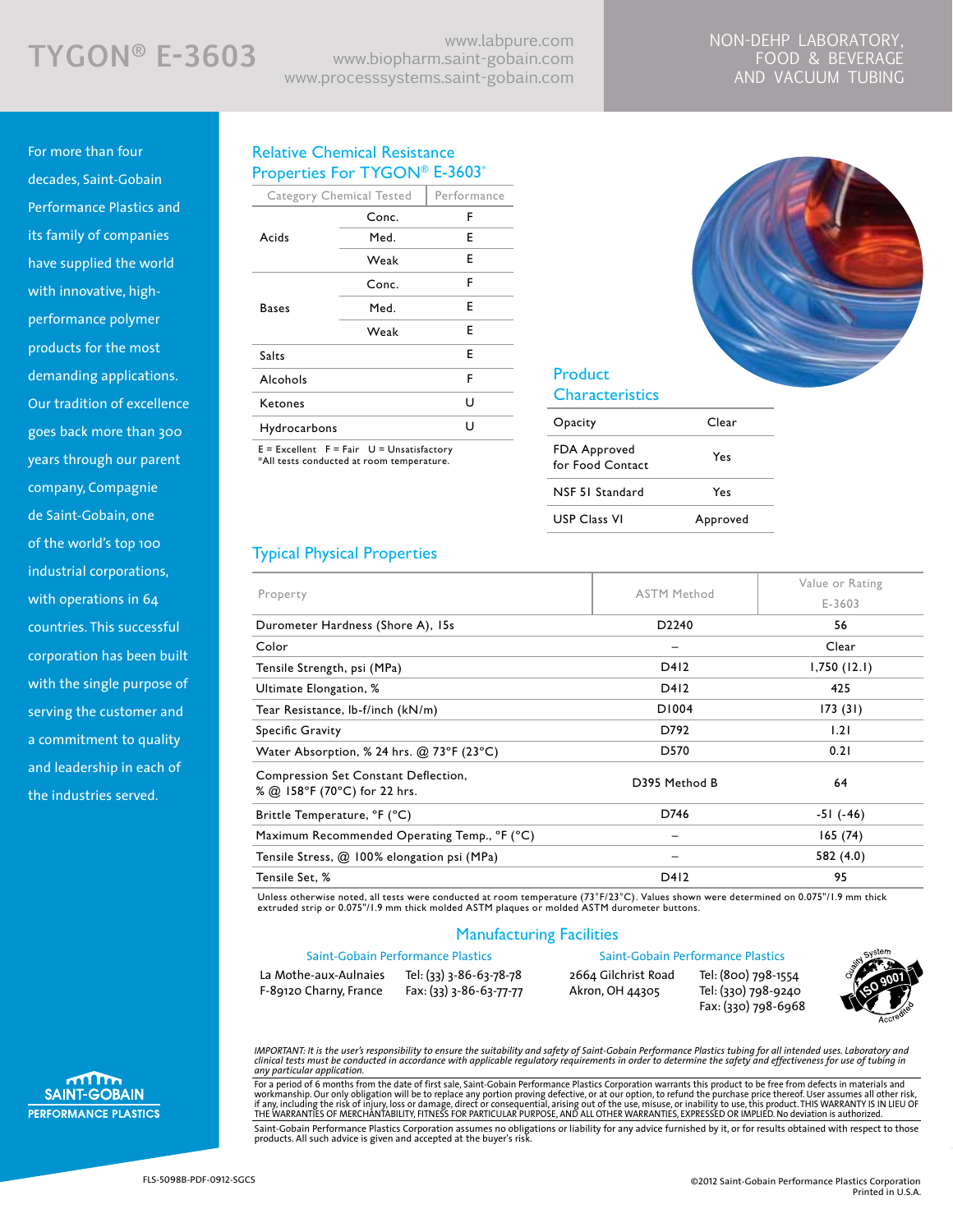# TYGON® E-3603

www.labpure.com
www.biopharm.saint-gobain.com
www.processsystems.saint-gobain.com

NON-DEHP LABORATORY, FOOD & BEVERAGE AND VACUUM TUBING

For more than four decades, Saint-Gobain Performance Plastics and its family of companies have supplied the world with innovative, high-performance polymer products for the most demanding applications. Our tradition of excellence goes back more than 300 years through our parent company, Compagnie de Saint-Gobain, one of the world's top 100 industrial corporations, with operations in 64 countries. This successful corporation has been built with the single purpose of serving the customer and a commitment to quality and leadership in each of the industries served.

## Relative Chemical Resistance Properties For TYGON® E-3603*

| Category Chemical Tested | | Performance |
|---|---|---|
| Acids | Conc. | F |
| | Med. | E |
| | Weak | E |
| Bases | Conc. | F |
| | Med. | E |
| | Weak | E |
| Salts | | E |
| Alcohols | | F |
| Ketones | | U |
| Hydrocarbons | | U |

E = Excellent F = Fair U = Unsatisfactory
*All tests conducted at room temperature.

## Product Characteristics

| | |
|---|---|
| Opacity | Clear |
| FDA Approved for Food Contact | Yes |
| NSF 51 Standard | Yes |
| USP Class VI | Approved |

## Typical Physical Properties

| Property | ASTM Method | Value or Rating E-3603 |
|---|---|---|
| Durometer Hardness (Shore A), 15s | D2240 | 56 |
| Color | – | Clear |
| Tensile Strength, psi (MPa) | D412 | 1,750 (12.1) |
| Ultimate Elongation, % | D412 | 425 |
| Tear Resistance, lb-f/inch (kN/m) | D1004 | 173 (31) |
| Specific Gravity | D792 | 1.21 |
| Water Absorption, % 24 hrs. @ 73°F (23°C) | D570 | 0.21 |
| Compression Set Constant Deflection, % @ 158°F (70°C) for 22 hrs. | D395 Method B | 64 |
| Brittle Temperature, °F (°C) | D746 | -51 (-46) |
| Maximum Recommended Operating Temp., °F (°C) | – | 165 (74) |
| Tensile Stress, @ 100% elongation psi (MPa) | – | 582 (4.0) |
| Tensile Set, % | D412 | 95 |

Unless otherwise noted, all tests were conducted at room temperature (73°F/23°C). Values shown were determined on 0.075"/1.9 mm thick extruded strip or 0.075"/1.9 mm thick molded ASTM plaques or molded ASTM durometer buttons.

## Manufacturing Facilities

**Saint-Gobain Performance Plastics**
La Mothe-aux-Aulnaies
F-89120 Charny, France
Tel: (33) 3-86-63-78-78
Fax: (33) 3-86-63-77-77

**Saint-Gobain Performance Plastics**
2664 Gilchrist Road
Akron, OH 44305
Tel: (800) 798-1554
Tel: (330) 798-9240
Fax: (330) 798-6968

Quality System ISO 9001 Accredited

*IMPORTANT: It is the user's responsibility to ensure the suitability and safety of Saint-Gobain Performance Plastics tubing for all intended uses. Laboratory and clinical tests must be conducted in accordance with applicable regulatory requirements in order to determine the safety and effectiveness for use of tubing in any particular application.*

For a period of 6 months from the date of first sale, Saint-Gobain Performance Plastics Corporation warrants this product to be free from defects in materials and workmanship. Our only obligation will be to replace any portion proving defective, or at our option, to refund the purchase price thereof. User assumes all other risk, if any, including the risk of injury, loss or damage, direct or consequential, arising out of the use, misuse, or inability to use, this product. THIS WARRANTY IS IN LIEU OF THE WARRANTIES OF MERCHANTABILITY, FITNESS FOR PARTICULAR PURPOSE, AND ALL OTHER WARRANTIES, EXPRESSED OR IMPLIED. No deviation is authorized.

Saint-Gobain Performance Plastics Corporation assumes no obligations or liability for any advice furnished by it, or for results obtained with respect to those products. All such advice is given and accepted at the buyer's risk.

SAINT-GOBAIN PERFORMANCE PLASTICS

FLS-5098B-PDF-0912-SGCS

©2012 Saint-Gobain Performance Plastics Corporation
Printed in U.S.A.